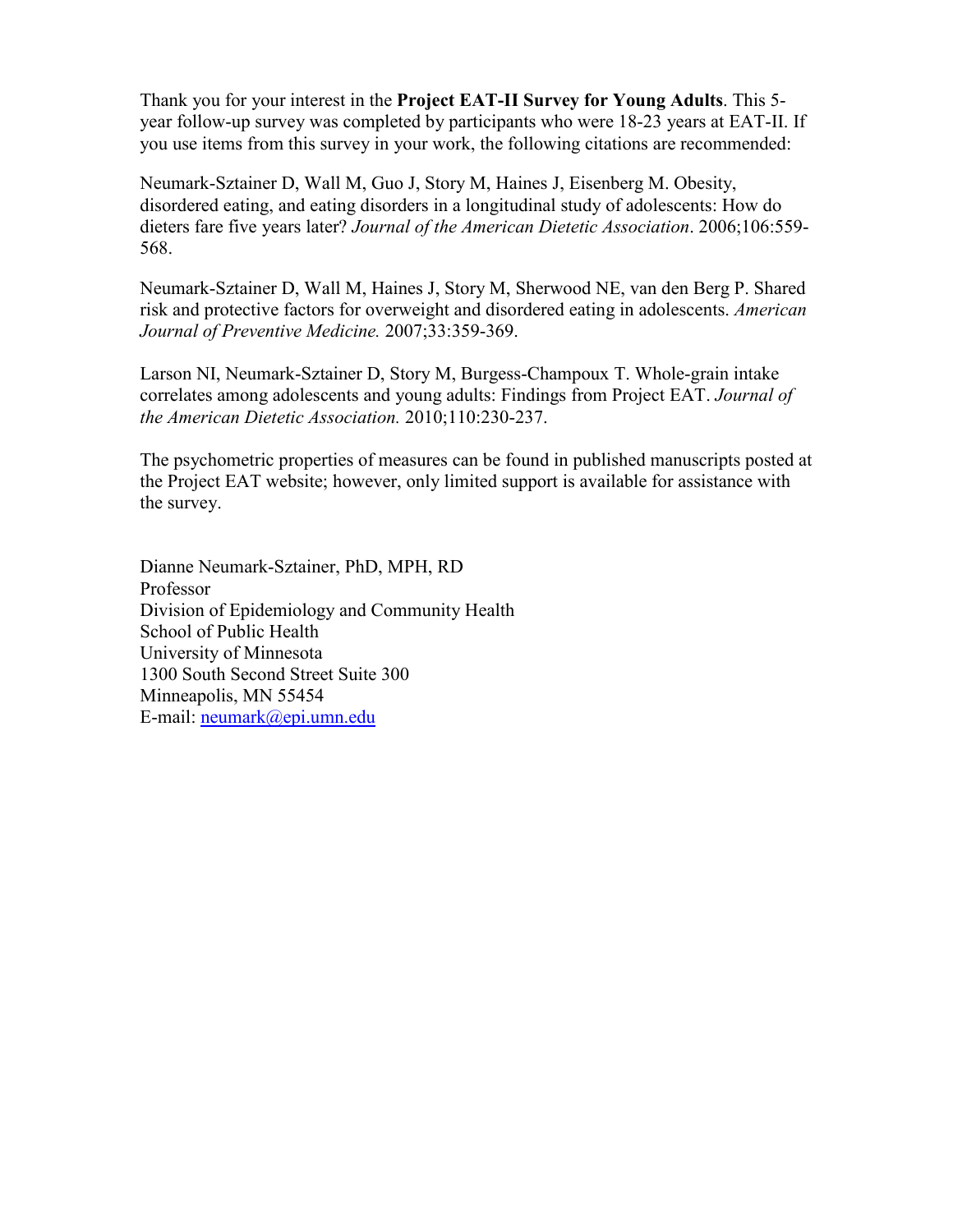Thank you for your interest in the **Project EAT-II Survey for Young Adults**. This 5-year follow-up survey was completed by participants who were 18-23 years at EAT-II. If you use items from this survey in your work, the following citations are recommended:

Neumark-Sztainer D, Wall M, Guo J, Story M, Haines J, Eisenberg M. Obesity, disordered eating, and eating disorders in a longitudinal study of adolescents: How do dieters fare five years later? *Journal of the American Dietetic Association*. 2006;106:559-568.

Neumark-Sztainer D, Wall M, Haines J, Story M, Sherwood NE, van den Berg P. Shared risk and protective factors for overweight and disordered eating in adolescents. *American Journal of Preventive Medicine.* 2007;33:359-369.

Larson NI, Neumark-Sztainer D, Story M, Burgess-Champoux T. Whole-grain intake correlates among adolescents and young adults: Findings from Project EAT. *Journal of the American Dietetic Association.* 2010;110:230-237.

The psychometric properties of measures can be found in published manuscripts posted at the Project EAT website; however, only limited support is available for assistance with the survey.

Dianne Neumark-Sztainer, PhD, MPH, RD
Professor
Division of Epidemiology and Community Health
School of Public Health
University of Minnesota
1300 South Second Street Suite 300
Minneapolis, MN 55454
E-mail: neumark@epi.umn.edu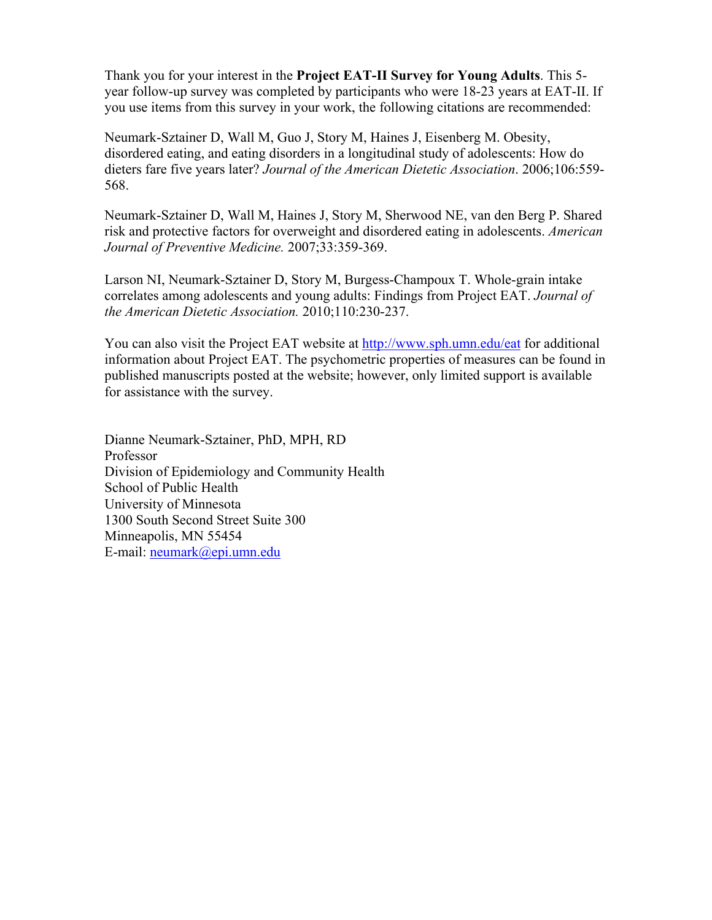Thank you for your interest in the **Project EAT-II Survey for Young Adults**. This 5-year follow-up survey was completed by participants who were 18-23 years at EAT-II. If you use items from this survey in your work, the following citations are recommended:

Neumark-Sztainer D, Wall M, Guo J, Story M, Haines J, Eisenberg M. Obesity, disordered eating, and eating disorders in a longitudinal study of adolescents: How do dieters fare five years later? *Journal of the American Dietetic Association*. 2006;106:559-568.

Neumark-Sztainer D, Wall M, Haines J, Story M, Sherwood NE, van den Berg P. Shared risk and protective factors for overweight and disordered eating in adolescents. *American Journal of Preventive Medicine.* 2007;33:359-369.

Larson NI, Neumark-Sztainer D, Story M, Burgess-Champoux T. Whole-grain intake correlates among adolescents and young adults: Findings from Project EAT. *Journal of the American Dietetic Association.* 2010;110:230-237.

You can also visit the Project EAT website at http://www.sph.umn.edu/eat for additional information about Project EAT. The psychometric properties of measures can be found in published manuscripts posted at the website; however, only limited support is available for assistance with the survey.

Dianne Neumark-Sztainer, PhD, MPH, RD
Professor
Division of Epidemiology and Community Health
School of Public Health
University of Minnesota
1300 South Second Street Suite 300
Minneapolis, MN 55454
E-mail: neumark@epi.umn.edu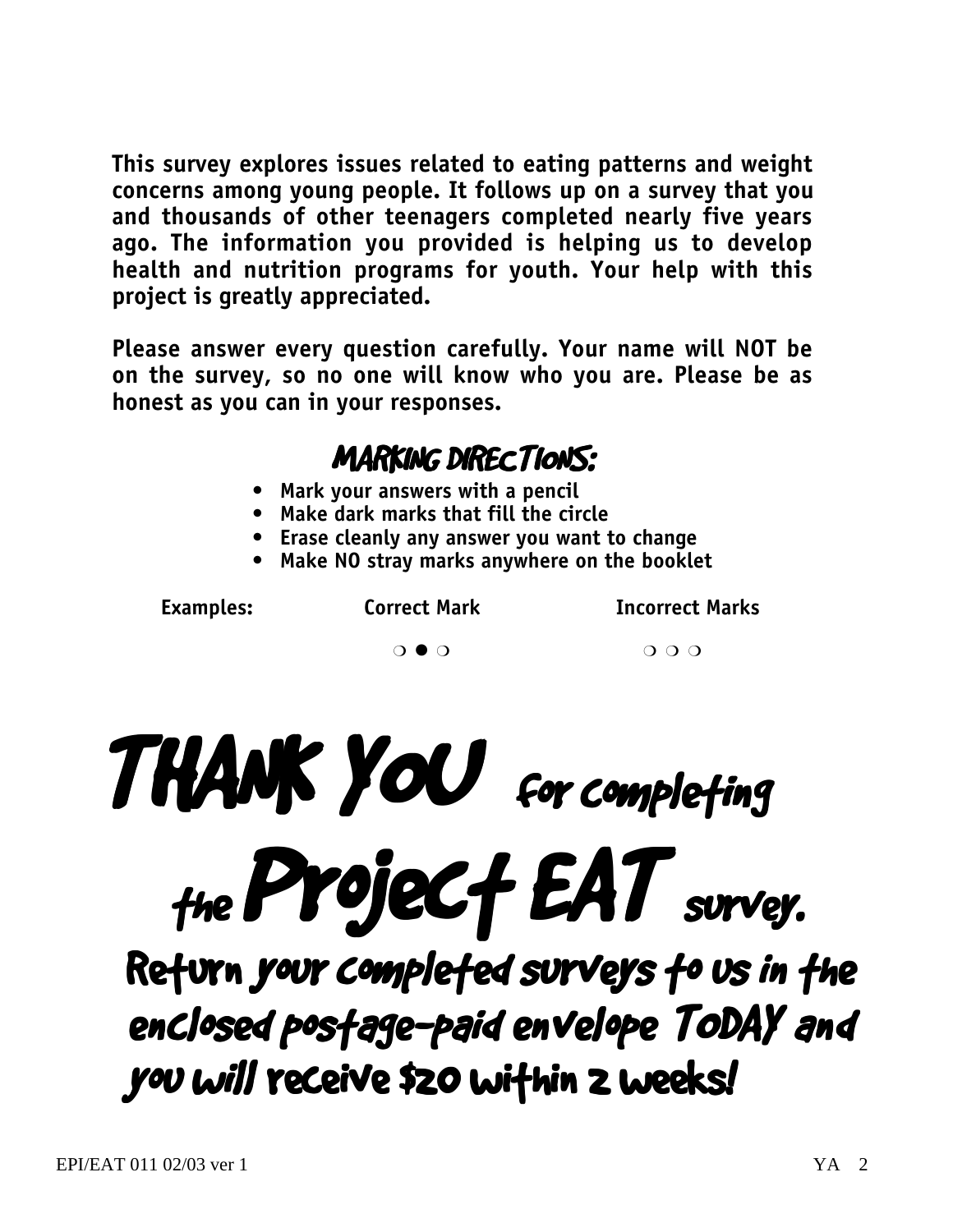**This survey explores issues related to eating patterns and weight concerns among young people. It follows up on a survey that you and thousands of other teenagers completed nearly five years ago. The information you provided is helping us to develop health and nutrition programs for youth. Your help with this project is greatly appreciated.**

**Please answer every question carefully. Your name will NOT be on the survey, so no one will know who you are. Please be as honest as you can in your responses.**

## MARKING DIRECTIONS:

- **Mark your answers with a pencil**
- **Make dark marks that fill the circle**
- **Erase cleanly any answer you want to change**
- **Make NO stray marks anywhere on the booklet**

| Examples: | Correct Mark | Incorrect Marks |
|---|---|---|
| | ❍ ● ❍ | ❍ ❍ ❍ |

# THANK YOU for completing the Project EAT survey.

## Return your completed surveys to us in the enclosed postage-paid envelope TODAY and you will receive $20 within 2 weeks!

EPI/EAT 011 02/03 ver 1 YA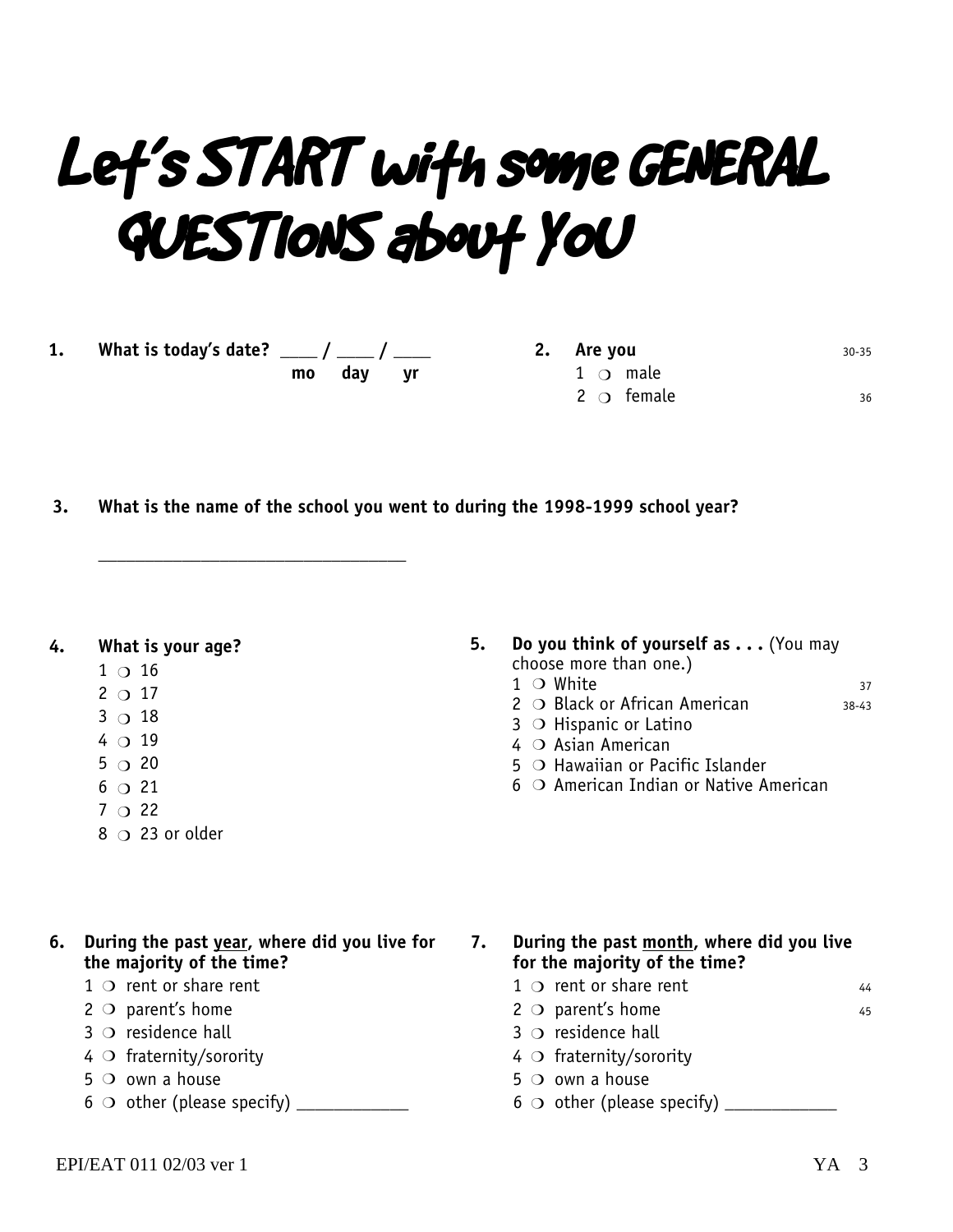# Let's START with some GENERAL QUESTIONS about YOU

**1. What is today's date?** ____ / ____ / ____
**mo day yr**

**2. Are you** 30-35

1 ❍ male
2 ❍ female 36

**3. What is the name of the school you went to during the 1998-1999 school year?**

_________________________________

**4. What is your age?**

1 ❍ 16
2 ❍ 17
3 ❍ 18
4 ❍ 19
5 ❍ 20
6 ❍ 21
7 ❍ 22
8 ❍ 23 or older

**5. Do you think of yourself as . . .** (You may choose more than one.)

1 ❍ White 37
2 ❍ Black or African American 38-43
3 ❍ Hispanic or Latino
4 ❍ Asian American
5 ❍ Hawaiian or Pacific Islander
6 ❍ American Indian or Native American

**6. During the past year, where did you live for the majority of the time?**

1 ❍ rent or share rent
2 ❍ parent's home
3 ❍ residence hall
4 ❍ fraternity/sorority
5 ❍ own a house
6 ❍ other (please specify) ____________

**7. During the past month, where did you live for the majority of the time?**

1 ❍ rent or share rent 44
2 ❍ parent's home 45
3 ❍ residence hall
4 ❍ fraternity/sorority
5 ❍ own a house
6 ❍ other (please specify) ____________

EPI/EAT 011 02/03 ver 1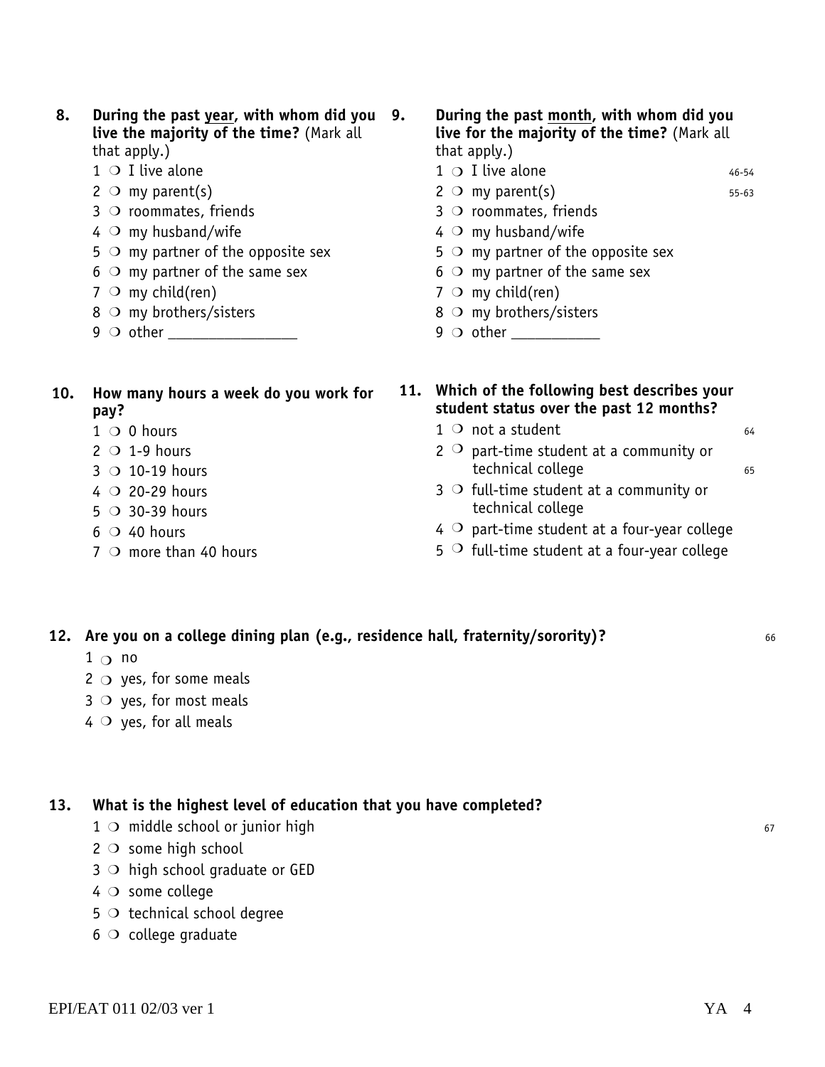**8. During the past <u>year</u>, with whom did you live the majority of the time?** (Mark all that apply.)

1 ❍ I live alone
2 ❍ my parent(s)
3 ❍ roommates, friends
4 ❍ my husband/wife
5 ❍ my partner of the opposite sex
6 ❍ my partner of the same sex
7 ❍ my child(ren)
8 ❍ my brothers/sisters
9 ❍ other _______________

**9. During the past <u>month</u>, with whom did you live for the majority of the time?** (Mark all that apply.)

1 ❍ I live alone 46-54
2 ❍ my parent(s) 55-63
3 ❍ roommates, friends
4 ❍ my husband/wife
5 ❍ my partner of the opposite sex
6 ❍ my partner of the same sex
7 ❍ my child(ren)
8 ❍ my brothers/sisters
9 ❍ other ___________

**10. How many hours a week do you work for pay?**

1 ❍ 0 hours
2 ❍ 1-9 hours
3 ❍ 10-19 hours
4 ❍ 20-29 hours
5 ❍ 30-39 hours
6 ❍ 40 hours
7 ❍ more than 40 hours

**11. Which of the following best describes your student status over the past 12 months?**

1 ❍ not a student 64
2 ❍ part-time student at a community or technical college 65
3 ❍ full-time student at a community or technical college
4 ❍ part-time student at a four-year college
5 ❍ full-time student at a four-year college

**12. Are you on a college dining plan (e.g., residence hall, fraternity/sorority)?** 66

1 ❍ no
2 ❍ yes, for some meals
3 ❍ yes, for most meals
4 ❍ yes, for all meals

**13. What is the highest level of education that you have completed?** 67

1 ❍ middle school or junior high
2 ❍ some high school
3 ❍ high school graduate or GED
4 ❍ some college
5 ❍ technical school degree
6 ❍ college graduate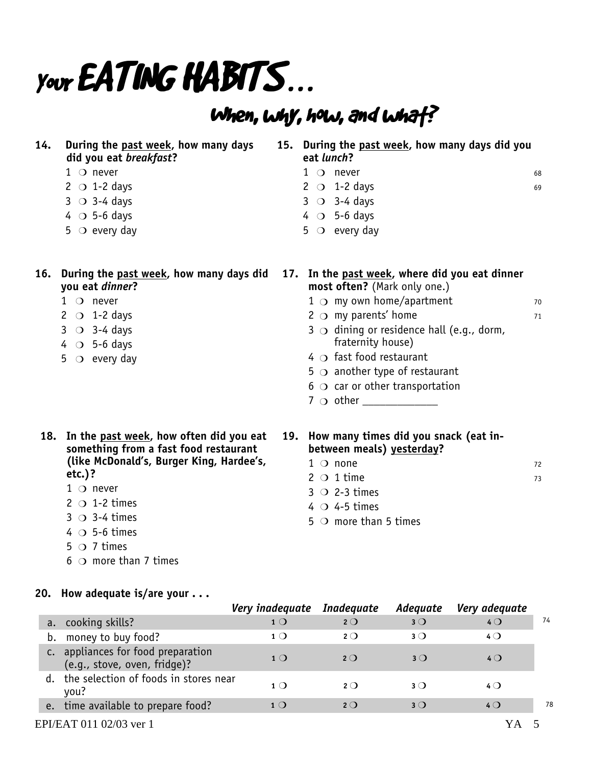# Your EATING HABITS...

## When, why, how, and what?

**14. During the past week, how many days did you eat *breakfast*?**

1 ❍ never
2 ❍ 1-2 days
3 ❍ 3-4 days
4 ❍ 5-6 days
5 ❍ every day

**15. During the past week, how many days did you eat *lunch*?**

1 ❍ never
2 ❍ 1-2 days
3 ❍ 3-4 days
4 ❍ 5-6 days
5 ❍ every day

68
69

**16. During the past week, how many days did you eat *dinner*?**

1 ❍ never
2 ❍ 1-2 days
3 ❍ 3-4 days
4 ❍ 5-6 days
5 ❍ every day

**17. In the past week, where did you eat dinner most often?** (Mark only one.)

1 ❍ my own home/apartment
2 ❍ my parents' home
3 ❍ dining or residence hall (e.g., dorm, fraternity house)
4 ❍ fast food restaurant
5 ❍ another type of restaurant
6 ❍ car or other transportation
7 ❍ other _____________

70
71

**18. In the past week, how often did you eat something from a fast food restaurant (like McDonald's, Burger King, Hardee's, etc.)?**

1 ❍ never
2 ❍ 1-2 times
3 ❍ 3-4 times
4 ❍ 5-6 times
5 ❍ 7 times
6 ❍ more than 7 times

**19. How many times did you snack (eat in-between meals) yesterday?**

1 ❍ none
2 ❍ 1 time
3 ❍ 2-3 times
4 ❍ 4-5 times
5 ❍ more than 5 times

72
73

**20. How adequate is/are your . . .**

| | *Very inadequate* | *Inadequate* | *Adequate* | *Very adequate* | |
|---|---|---|---|---|---|
| a. cooking skills? | 1 ❍ | 2 ❍ | 3 ❍ | 4 ❍ | 74 |
| b. money to buy food? | 1 ❍ | 2 ❍ | 3 ❍ | 4 ❍ | |
| c. appliances for food preparation (e.g., stove, oven, fridge)? | 1 ❍ | 2 ❍ | 3 ❍ | 4 ❍ | |
| d. the selection of foods in stores near you? | 1 ❍ | 2 ❍ | 3 ❍ | 4 ❍ | |
| e. time available to prepare food? | 1 ❍ | 2 ❍ | 3 ❍ | 4 ❍ | 78 |

EPI/EAT 011 02/03 ver 1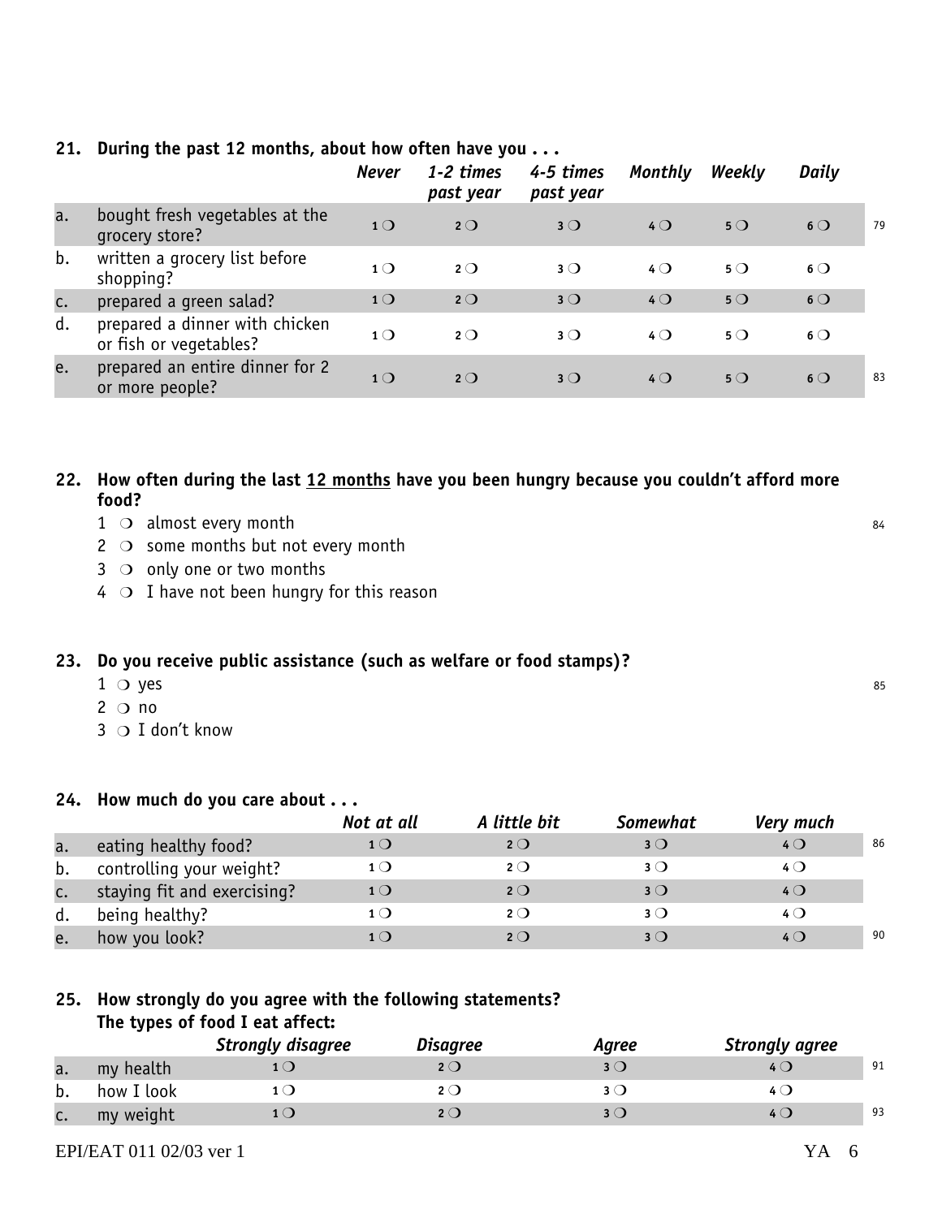**21. During the past 12 months, about how often have you . . .**

| | | *Never* | *1-2 times past year* | *4-5 times past year* | *Monthly* | *Weekly* | *Daily* | |
|---|---|---|---|---|---|---|---|---|
| a. | bought fresh vegetables at the grocery store? | 1 ❍ | 2 ❍ | 3 ❍ | 4 ❍ | 5 ❍ | 6 ❍ | 79 |
| b. | written a grocery list before shopping? | 1 ❍ | 2 ❍ | 3 ❍ | 4 ❍ | 5 ❍ | 6 ❍ | |
| c. | prepared a green salad? | 1 ❍ | 2 ❍ | 3 ❍ | 4 ❍ | 5 ❍ | 6 ❍ | |
| d. | prepared a dinner with chicken or fish or vegetables? | 1 ❍ | 2 ❍ | 3 ❍ | 4 ❍ | 5 ❍ | 6 ❍ | |
| e. | prepared an entire dinner for 2 or more people? | 1 ❍ | 2 ❍ | 3 ❍ | 4 ❍ | 5 ❍ | 6 ❍ | 83 |

**22. How often during the last <u>12 months</u> have you been hungry because you couldn't afford more food?**

1 ❍ almost every month 84
2 ❍ some months but not every month
3 ❍ only one or two months
4 ❍ I have not been hungry for this reason

**23. Do you receive public assistance (such as welfare or food stamps)?**

1 ❍ yes 85
2 ❍ no
3 ❍ I don't know

**24. How much do you care about . . .**

| | | *Not at all* | *A little bit* | *Somewhat* | *Very much* | |
|---|---|---|---|---|---|---|
| a. | eating healthy food? | 1 ❍ | 2 ❍ | 3 ❍ | 4 ❍ | 86 |
| b. | controlling your weight? | 1 ❍ | 2 ❍ | 3 ❍ | 4 ❍ | |
| c. | staying fit and exercising? | 1 ❍ | 2 ❍ | 3 ❍ | 4 ❍ | |
| d. | being healthy? | 1 ❍ | 2 ❍ | 3 ❍ | 4 ❍ | |
| e. | how you look? | 1 ❍ | 2 ❍ | 3 ❍ | 4 ❍ | 90 |

**25. How strongly do you agree with the following statements?**
**The types of food I eat affect:**

| | | *Strongly disagree* | *Disagree* | *Agree* | *Strongly agree* | |
|---|---|---|---|---|---|---|
| a. | my health | 1 ❍ | 2 ❍ | 3 ❍ | 4 ❍ | 91 |
| b. | how I look | 1 ❍ | 2 ❍ | 3 ❍ | 4 ❍ | |
| c. | my weight | 1 ❍ | 2 ❍ | 3 ❍ | 4 ❍ | 93 |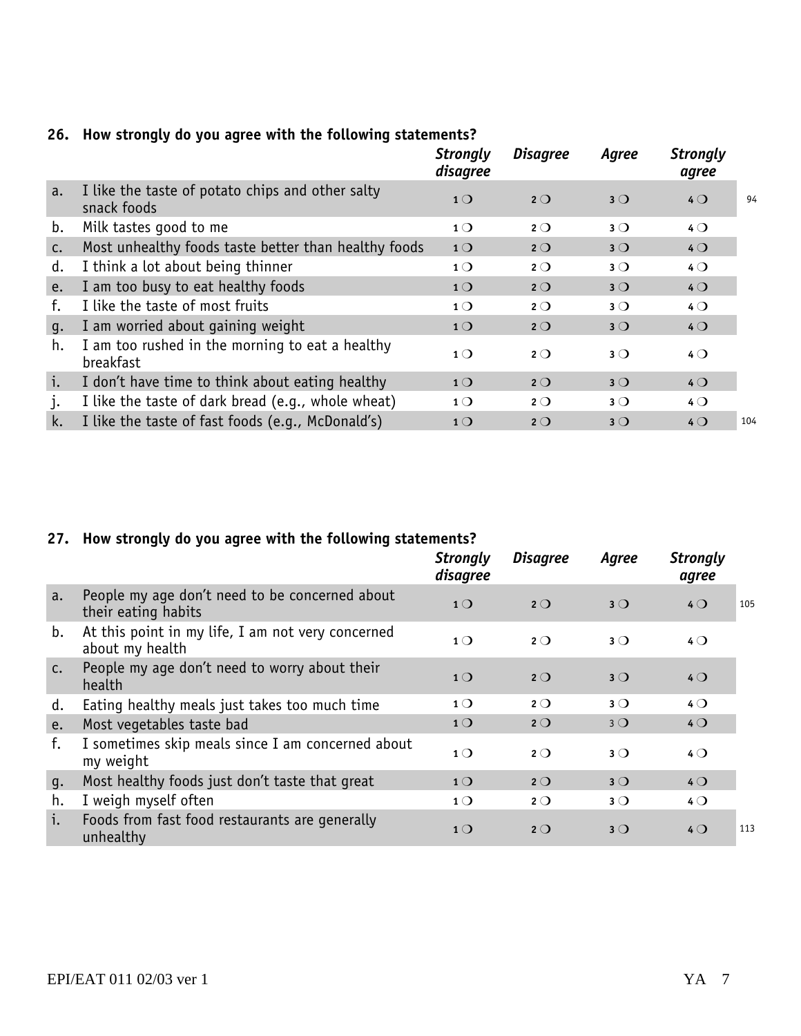**26. How strongly do you agree with the following statements?**

| | | *Strongly disagree* | *Disagree* | *Agree* | *Strongly agree* | |
|---|---|---|---|---|---|---|
| a. | I like the taste of potato chips and other salty snack foods | 1 ❍ | 2 ❍ | 3 ❍ | 4 ❍ | 94 |
| b. | Milk tastes good to me | 1 ❍ | 2 ❍ | 3 ❍ | 4 ❍ | |
| c. | Most unhealthy foods taste better than healthy foods | 1 ❍ | 2 ❍ | 3 ❍ | 4 ❍ | |
| d. | I think a lot about being thinner | 1 ❍ | 2 ❍ | 3 ❍ | 4 ❍ | |
| e. | I am too busy to eat healthy foods | 1 ❍ | 2 ❍ | 3 ❍ | 4 ❍ | |
| f. | I like the taste of most fruits | 1 ❍ | 2 ❍ | 3 ❍ | 4 ❍ | |
| g. | I am worried about gaining weight | 1 ❍ | 2 ❍ | 3 ❍ | 4 ❍ | |
| h. | I am too rushed in the morning to eat a healthy breakfast | 1 ❍ | 2 ❍ | 3 ❍ | 4 ❍ | |
| i. | I don't have time to think about eating healthy | 1 ❍ | 2 ❍ | 3 ❍ | 4 ❍ | |
| j. | I like the taste of dark bread (e.g., whole wheat) | 1 ❍ | 2 ❍ | 3 ❍ | 4 ❍ | |
| k. | I like the taste of fast foods (e.g., McDonald's) | 1 ❍ | 2 ❍ | 3 ❍ | 4 ❍ | 104 |

**27. How strongly do you agree with the following statements?**

| | | *Strongly disagree* | *Disagree* | *Agree* | *Strongly agree* | |
|---|---|---|---|---|---|---|
| a. | People my age don't need to be concerned about their eating habits | 1 ❍ | 2 ❍ | 3 ❍ | 4 ❍ | 105 |
| b. | At this point in my life, I am not very concerned about my health | 1 ❍ | 2 ❍ | 3 ❍ | 4 ❍ | |
| c. | People my age don't need to worry about their health | 1 ❍ | 2 ❍ | 3 ❍ | 4 ❍ | |
| d. | Eating healthy meals just takes too much time | 1 ❍ | 2 ❍ | 3 ❍ | 4 ❍ | |
| e. | Most vegetables taste bad | 1 ❍ | 2 ❍ | 3 ❍ | 4 ❍ | |
| f. | I sometimes skip meals since I am concerned about my weight | 1 ❍ | 2 ❍ | 3 ❍ | 4 ❍ | |
| g. | Most healthy foods just don't taste that great | 1 ❍ | 2 ❍ | 3 ❍ | 4 ❍ | |
| h. | I weigh myself often | 1 ❍ | 2 ❍ | 3 ❍ | 4 ❍ | |
| i. | Foods from fast food restaurants are generally unhealthy | 1 ❍ | 2 ❍ | 3 ❍ | 4 ❍ | 113 |

EPI/EAT 011 02/03 ver 1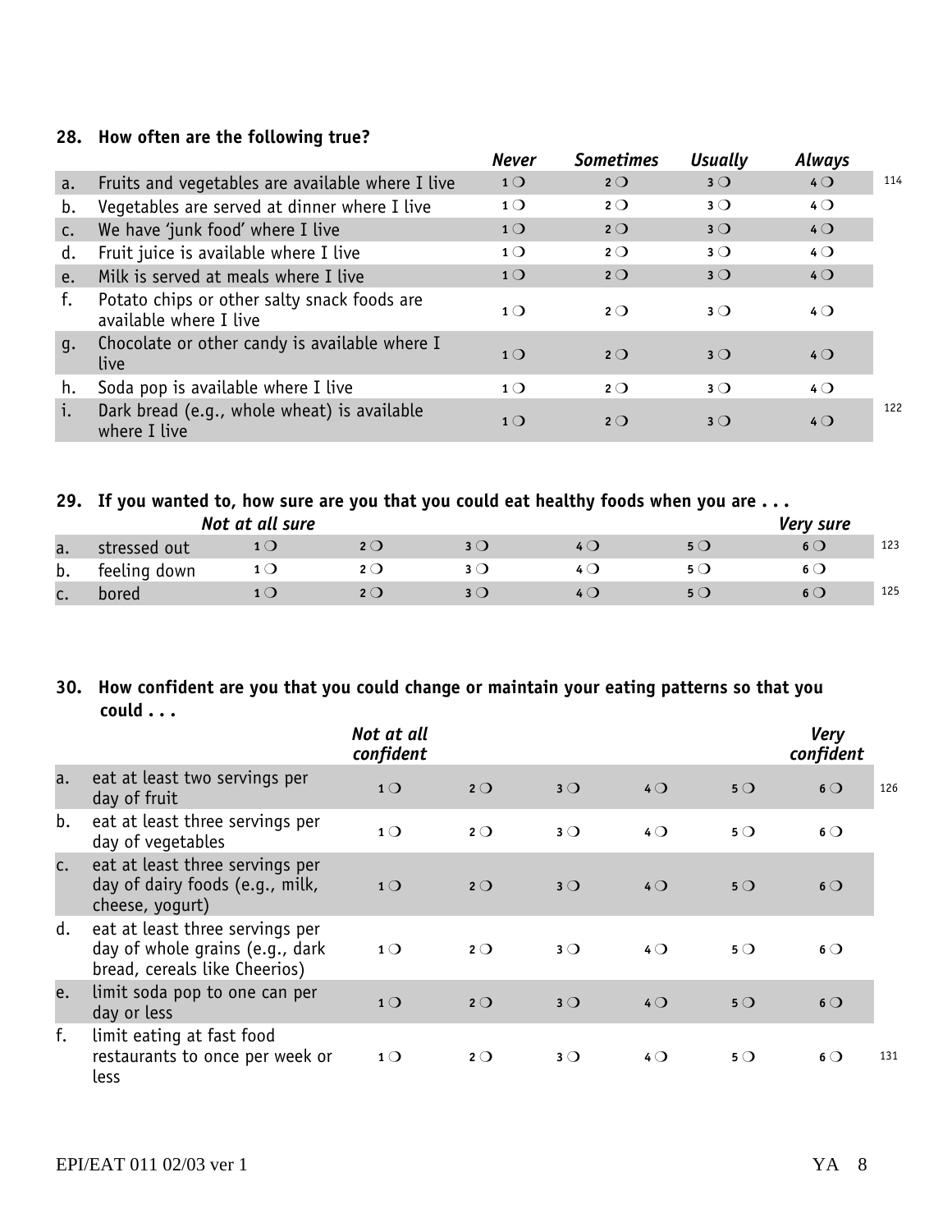**28. How often are the following true?**

| | | *Never* | *Sometimes* | *Usually* | *Always* | |
|---|---|---|---|---|---|---|
| a. | Fruits and vegetables are available where I live | 1 ❍ | 2 ❍ | 3 ❍ | 4 ❍ | 114 |
| b. | Vegetables are served at dinner where I live | 1 ❍ | 2 ❍ | 3 ❍ | 4 ❍ | |
| c. | We have 'junk food' where I live | 1 ❍ | 2 ❍ | 3 ❍ | 4 ❍ | |
| d. | Fruit juice is available where I live | 1 ❍ | 2 ❍ | 3 ❍ | 4 ❍ | |
| e. | Milk is served at meals where I live | 1 ❍ | 2 ❍ | 3 ❍ | 4 ❍ | |
| f. | Potato chips or other salty snack foods are available where I live | 1 ❍ | 2 ❍ | 3 ❍ | 4 ❍ | |
| g. | Chocolate or other candy is available where I live | 1 ❍ | 2 ❍ | 3 ❍ | 4 ❍ | |
| h. | Soda pop is available where I live | 1 ❍ | 2 ❍ | 3 ❍ | 4 ❍ | |
| i. | Dark bread (e.g., whole wheat) is available where I live | 1 ❍ | 2 ❍ | 3 ❍ | 4 ❍ | 122 |

**29. If you wanted to, how sure are you that you could eat healthy foods when you are . . .**

| | | *Not at all sure* | | | | | *Very sure* | |
|---|---|---|---|---|---|---|---|---|
| a. | stressed out | 1 ❍ | 2 ❍ | 3 ❍ | 4 ❍ | 5 ❍ | 6 ❍ | 123 |
| b. | feeling down | 1 ❍ | 2 ❍ | 3 ❍ | 4 ❍ | 5 ❍ | 6 ❍ | |
| c. | bored | 1 ❍ | 2 ❍ | 3 ❍ | 4 ❍ | 5 ❍ | 6 ❍ | 125 |

**30. How confident are you that you could change or maintain your eating patterns so that you could . . .**

| | | *Not at all confident* | | | | | *Very confident* | |
|---|---|---|---|---|---|---|---|---|
| a. | eat at least two servings per day of fruit | 1 ❍ | 2 ❍ | 3 ❍ | 4 ❍ | 5 ❍ | 6 ❍ | 126 |
| b. | eat at least three servings per day of vegetables | 1 ❍ | 2 ❍ | 3 ❍ | 4 ❍ | 5 ❍ | 6 ❍ | |
| c. | eat at least three servings per day of dairy foods (e.g., milk, cheese, yogurt) | 1 ❍ | 2 ❍ | 3 ❍ | 4 ❍ | 5 ❍ | 6 ❍ | |
| d. | eat at least three servings per day of whole grains (e.g., dark bread, cereals like Cheerios) | 1 ❍ | 2 ❍ | 3 ❍ | 4 ❍ | 5 ❍ | 6 ❍ | |
| e. | limit soda pop to one can per day or less | 1 ❍ | 2 ❍ | 3 ❍ | 4 ❍ | 5 ❍ | 6 ❍ | |
| f. | limit eating at fast food restaurants to once per week or less | 1 ❍ | 2 ❍ | 3 ❍ | 4 ❍ | 5 ❍ | 6 ❍ | 131 |

EPI/EAT 011 02/03 ver 1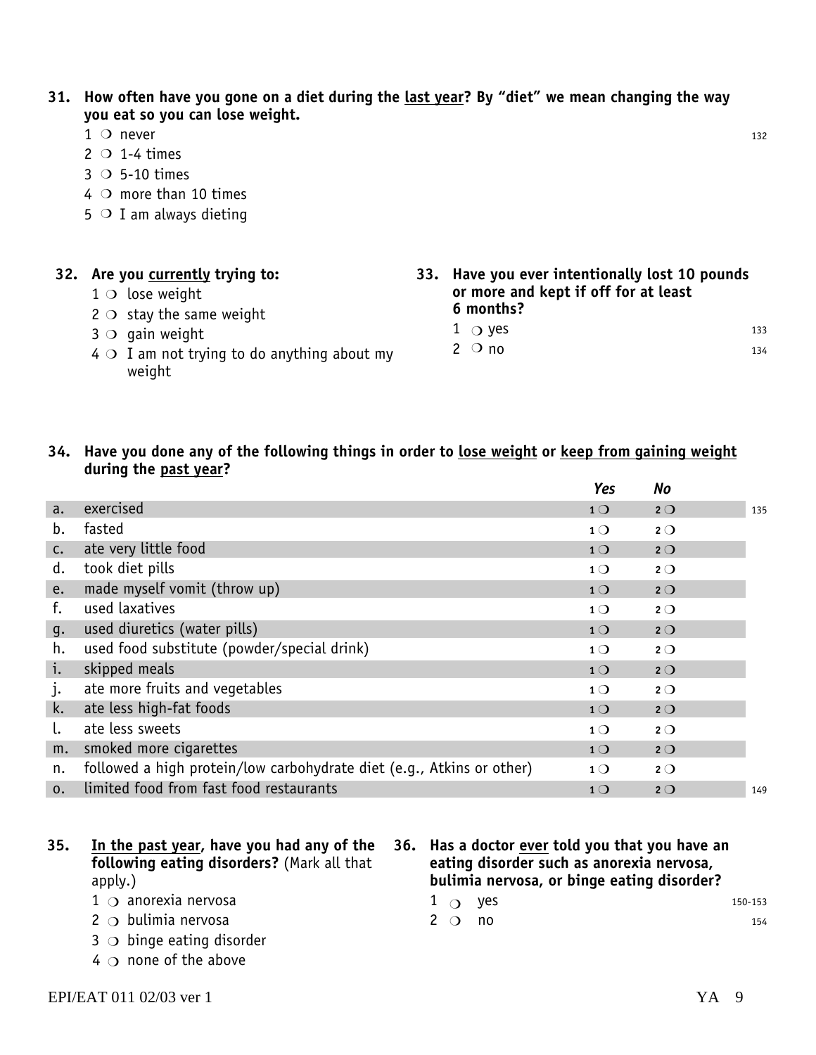**31. How often have you gone on a diet during the <u>last year</u>? By "diet" we mean changing the way you eat so you can lose weight.**

1 ❍ never 132
2 ❍ 1-4 times
3 ❍ 5-10 times
4 ❍ more than 10 times
5 ❍ I am always dieting

**32. Are you <u>currently</u> trying to:**

1 ❍ lose weight
2 ❍ stay the same weight
3 ❍ gain weight
4 ❍ I am not trying to do anything about my weight

**33. Have you ever intentionally lost 10 pounds or more and kept if off for at least 6 months?**

1 ❍ yes 133
2 ❍ no 134

**34. Have you done any of the following things in order to <u>lose weight</u> or <u>keep from gaining weight</u> during the <u>past year</u>?**

| | | *Yes* | *No* | |
|---|---|---|---|---|
| a. | exercised | 1 ❍ | 2 ❍ | 135 |
| b. | fasted | 1 ❍ | 2 ❍ | |
| c. | ate very little food | 1 ❍ | 2 ❍ | |
| d. | took diet pills | 1 ❍ | 2 ❍ | |
| e. | made myself vomit (throw up) | 1 ❍ | 2 ❍ | |
| f. | used laxatives | 1 ❍ | 2 ❍ | |
| g. | used diuretics (water pills) | 1 ❍ | 2 ❍ | |
| h. | used food substitute (powder/special drink) | 1 ❍ | 2 ❍ | |
| i. | skipped meals | 1 ❍ | 2 ❍ | |
| j. | ate more fruits and vegetables | 1 ❍ | 2 ❍ | |
| k. | ate less high-fat foods | 1 ❍ | 2 ❍ | |
| l. | ate less sweets | 1 ❍ | 2 ❍ | |
| m. | smoked more cigarettes | 1 ❍ | 2 ❍ | |
| n. | followed a high protein/low carbohydrate diet (e.g., Atkins or other) | 1 ❍ | 2 ❍ | |
| o. | limited food from fast food restaurants | 1 ❍ | 2 ❍ | 149 |

**35. <u>In the past year</u>, have you had any of the following eating disorders?** (Mark all that apply.)

1 ❍ anorexia nervosa
2 ❍ bulimia nervosa
3 ❍ binge eating disorder
4 ❍ none of the above

**36. Has a doctor <u>ever</u> told you that you have an eating disorder such as anorexia nervosa, bulimia nervosa, or binge eating disorder?**

1 ❍ yes 150-153
2 ❍ no 154

EPI/EAT 011 02/03 ver 1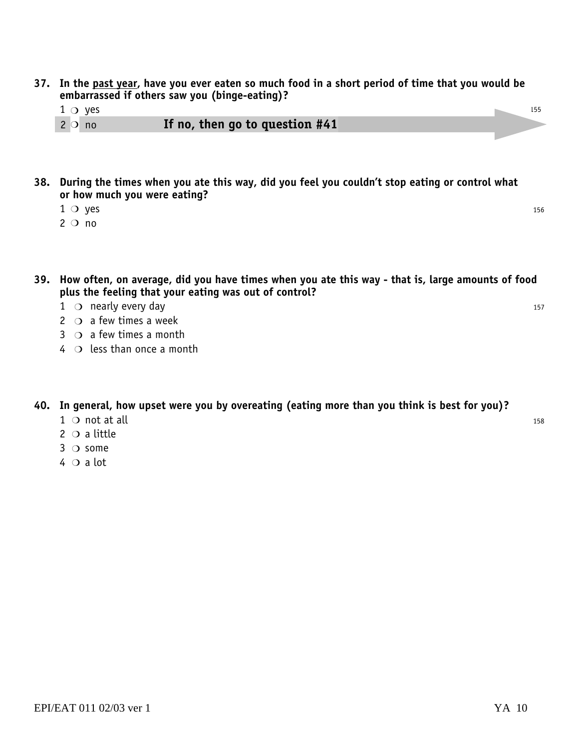**37. In the past year, have you ever eaten so much food in a short period of time that you would be embarrassed if others saw you (binge-eating)?**

1 ❍ yes 155

2 ❍ no **If no, then go to question #41**

**38. During the times when you ate this way, did you feel you couldn't stop eating or control what or how much you were eating?**

1 ❍ yes 156

2 ❍ no

**39. How often, on average, did you have times when you ate this way - that is, large amounts of food plus the feeling that your eating was out of control?**

1 ❍ nearly every day 157

2 ❍ a few times a week

3 ❍ a few times a month

4 ❍ less than once a month

**40. In general, how upset were you by overeating (eating more than you think is best for you)?**

1 ❍ not at all 158

2 ❍ a little

3 ❍ some

4 ❍ a lot

EPI/EAT 011 02/03 ver 1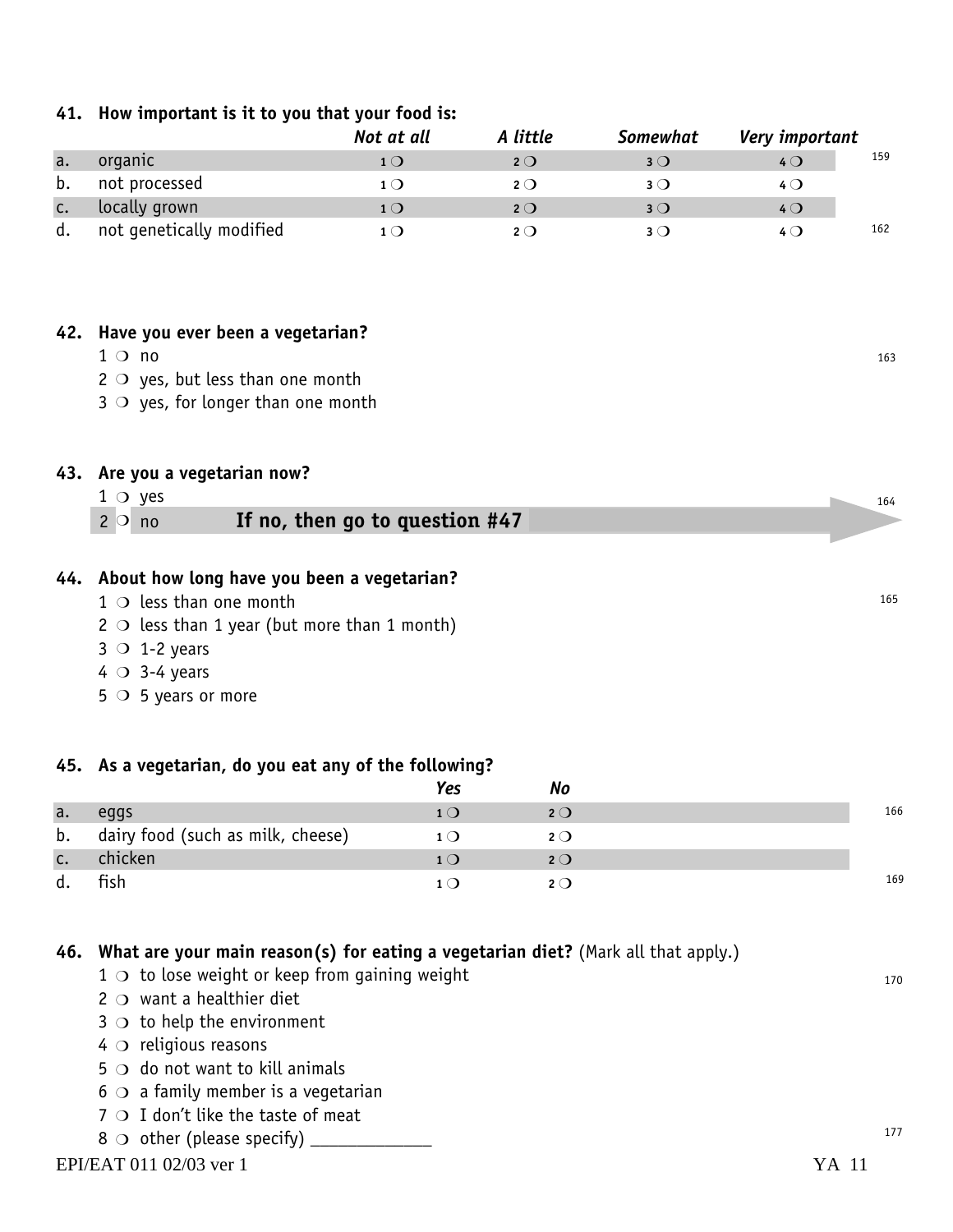**41. How important is it to you that your food is:**

| | | *Not at all* | *A little* | *Somewhat* | *Very important* |
|---|---|---|---|---|---|
| a. | organic | 1 ❍ | 2 ❍ | 3 ❍ | 4 ❍ |
| b. | not processed | 1 ❍ | 2 ❍ | 3 ❍ | 4 ❍ |
| c. | locally grown | 1 ❍ | 2 ❍ | 3 ❍ | 4 ❍ |
| d. | not genetically modified | 1 ❍ | 2 ❍ | 3 ❍ | 4 ❍ |

159
162

**42. Have you ever been a vegetarian?**

1 ❍ no
2 ❍ yes, but less than one month
3 ❍ yes, for longer than one month

163

**43. Are you a vegetarian now?**

1 ❍ yes
2 ❍ no **If no, then go to question #47**

164

**44. About how long have you been a vegetarian?**

1 ❍ less than one month
2 ❍ less than 1 year (but more than 1 month)
3 ❍ 1-2 years
4 ❍ 3-4 years
5 ❍ 5 years or more

165

**45. As a vegetarian, do you eat any of the following?**

| | | *Yes* | *No* |
|---|---|---|---|
| a. | eggs | 1 ❍ | 2 ❍ |
| b. | dairy food (such as milk, cheese) | 1 ❍ | 2 ❍ |
| c. | chicken | 1 ❍ | 2 ❍ |
| d. | fish | 1 ❍ | 2 ❍ |

166
169

**46. What are your main reason(s) for eating a vegetarian diet?** (Mark all that apply.)

1 ❍ to lose weight or keep from gaining weight
2 ❍ want a healthier diet
3 ❍ to help the environment
4 ❍ religious reasons
5 ❍ do not want to kill animals
6 ❍ a family member is a vegetarian
7 ❍ I don't like the taste of meat
8 ❍ other (please specify) _____________

170
177

EPI/EAT 011 02/03 ver 1 YA 11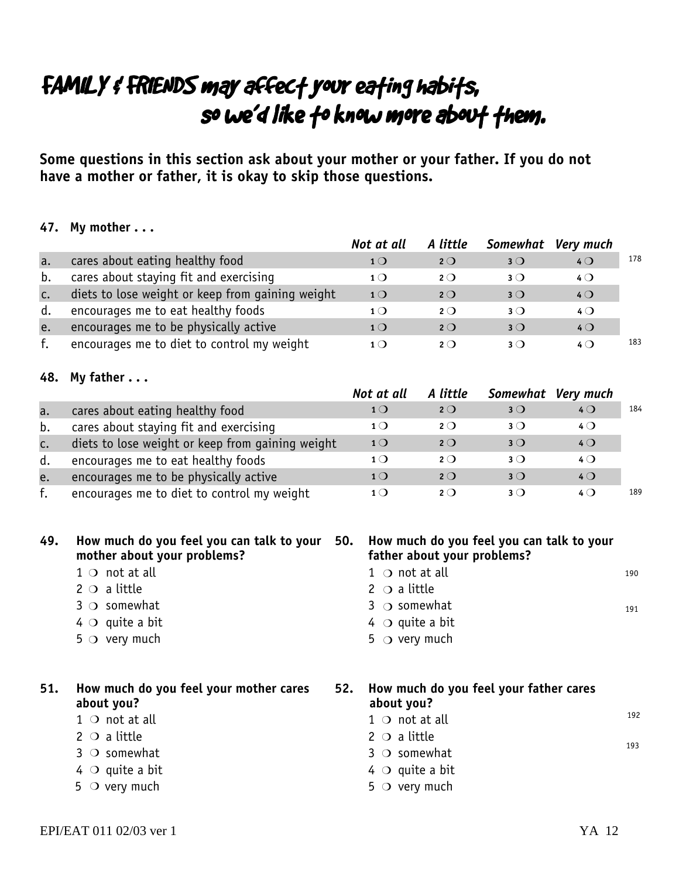# FAMILY & FRIENDS may affect your eating habits, so we'd like to know more about them.

**Some questions in this section ask about your mother or your father. If you do not have a mother or father, it is okay to skip those questions.**

**47. My mother . . .**

| | | *Not at all* | *A little* | *Somewhat* | *Very much* | |
|---|---|---|---|---|---|---|
| a. | cares about eating healthy food | 1 ❍ | 2 ❍ | 3 ❍ | 4 ❍ | 178 |
| b. | cares about staying fit and exercising | 1 ❍ | 2 ❍ | 3 ❍ | 4 ❍ | |
| c. | diets to lose weight or keep from gaining weight | 1 ❍ | 2 ❍ | 3 ❍ | 4 ❍ | |
| d. | encourages me to eat healthy foods | 1 ❍ | 2 ❍ | 3 ❍ | 4 ❍ | |
| e. | encourages me to be physically active | 1 ❍ | 2 ❍ | 3 ❍ | 4 ❍ | |
| f. | encourages me to diet to control my weight | 1 ❍ | 2 ❍ | 3 ❍ | 4 ❍ | 183 |

**48. My father . . .**

| | | *Not at all* | *A little* | *Somewhat* | *Very much* | |
|---|---|---|---|---|---|---|
| a. | cares about eating healthy food | 1 ❍ | 2 ❍ | 3 ❍ | 4 ❍ | 184 |
| b. | cares about staying fit and exercising | 1 ❍ | 2 ❍ | 3 ❍ | 4 ❍ | |
| c. | diets to lose weight or keep from gaining weight | 1 ❍ | 2 ❍ | 3 ❍ | 4 ❍ | |
| d. | encourages me to eat healthy foods | 1 ❍ | 2 ❍ | 3 ❍ | 4 ❍ | |
| e. | encourages me to be physically active | 1 ❍ | 2 ❍ | 3 ❍ | 4 ❍ | |
| f. | encourages me to diet to control my weight | 1 ❍ | 2 ❍ | 3 ❍ | 4 ❍ | 189 |

**49. How much do you feel you can talk to your mother about your problems?**

1 ❍ not at all
2 ❍ a little
3 ❍ somewhat
4 ❍ quite a bit
5 ❍ very much

190

**50. How much do you feel you can talk to your father about your problems?**

1 ❍ not at all
2 ❍ a little
3 ❍ somewhat
4 ❍ quite a bit
5 ❍ very much

191

**51. How much do you feel your mother cares about you?**

1 ❍ not at all
2 ❍ a little
3 ❍ somewhat
4 ❍ quite a bit
5 ❍ very much

192

**52. How much do you feel your father cares about you?**

1 ❍ not at all
2 ❍ a little
3 ❍ somewhat
4 ❍ quite a bit
5 ❍ very much

193

EPI/EAT 011 02/03 ver 1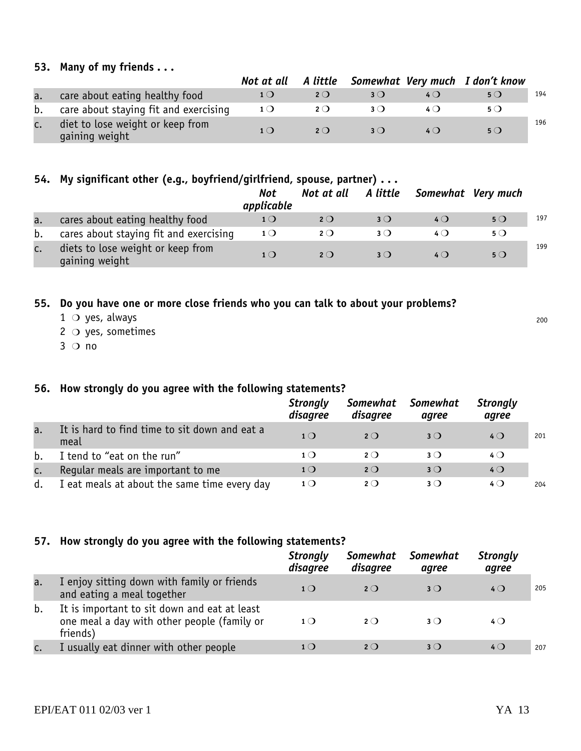**53. Many of my friends . . .**

| | | *Not at all* | *A little* | *Somewhat* | *Very much* | *I don't know* | |
|---|---|---|---|---|---|---|---|
| a. | care about eating healthy food | 1 ❍ | 2 ❍ | 3 ❍ | 4 ❍ | 5 ❍ | 194 |
| b. | care about staying fit and exercising | 1 ❍ | 2 ❍ | 3 ❍ | 4 ❍ | 5 ❍ | |
| c. | diet to lose weight or keep from gaining weight | 1 ❍ | 2 ❍ | 3 ❍ | 4 ❍ | 5 ❍ | 196 |

**54. My significant other (e.g., boyfriend/girlfriend, spouse, partner) . . .**

| | | *Not applicable* | *Not at all* | *A little* | *Somewhat* | *Very much* | |
|---|---|---|---|---|---|---|---|
| a. | cares about eating healthy food | 1 ❍ | 2 ❍ | 3 ❍ | 4 ❍ | 5 ❍ | 197 |
| b. | cares about staying fit and exercising | 1 ❍ | 2 ❍ | 3 ❍ | 4 ❍ | 5 ❍ | |
| c. | diets to lose weight or keep from gaining weight | 1 ❍ | 2 ❍ | 3 ❍ | 4 ❍ | 5 ❍ | 199 |

**55. Do you have one or more close friends who you can talk to about your problems?** 200

1 ❍ yes, always
2 ❍ yes, sometimes
3 ❍ no

**56. How strongly do you agree with the following statements?**

| | | *Strongly disagree* | *Somewhat disagree* | *Somewhat agree* | *Strongly agree* | |
|---|---|---|---|---|---|---|
| a. | It is hard to find time to sit down and eat a meal | 1 ❍ | 2 ❍ | 3 ❍ | 4 ❍ | 201 |
| b. | I tend to "eat on the run" | 1 ❍ | 2 ❍ | 3 ❍ | 4 ❍ | |
| c. | Regular meals are important to me | 1 ❍ | 2 ❍ | 3 ❍ | 4 ❍ | |
| d. | I eat meals at about the same time every day | 1 ❍ | 2 ❍ | 3 ❍ | 4 ❍ | 204 |

**57. How strongly do you agree with the following statements?**

| | | *Strongly disagree* | *Somewhat disagree* | *Somewhat agree* | *Strongly agree* | |
|---|---|---|---|---|---|---|
| a. | I enjoy sitting down with family or friends and eating a meal together | 1 ❍ | 2 ❍ | 3 ❍ | 4 ❍ | 205 |
| b. | It is important to sit down and eat at least one meal a day with other people (family or friends) | 1 ❍ | 2 ❍ | 3 ❍ | 4 ❍ | |
| c. | I usually eat dinner with other people | 1 ❍ | 2 ❍ | 3 ❍ | 4 ❍ | 207 |

EPI/EAT 011 02/03 ver 1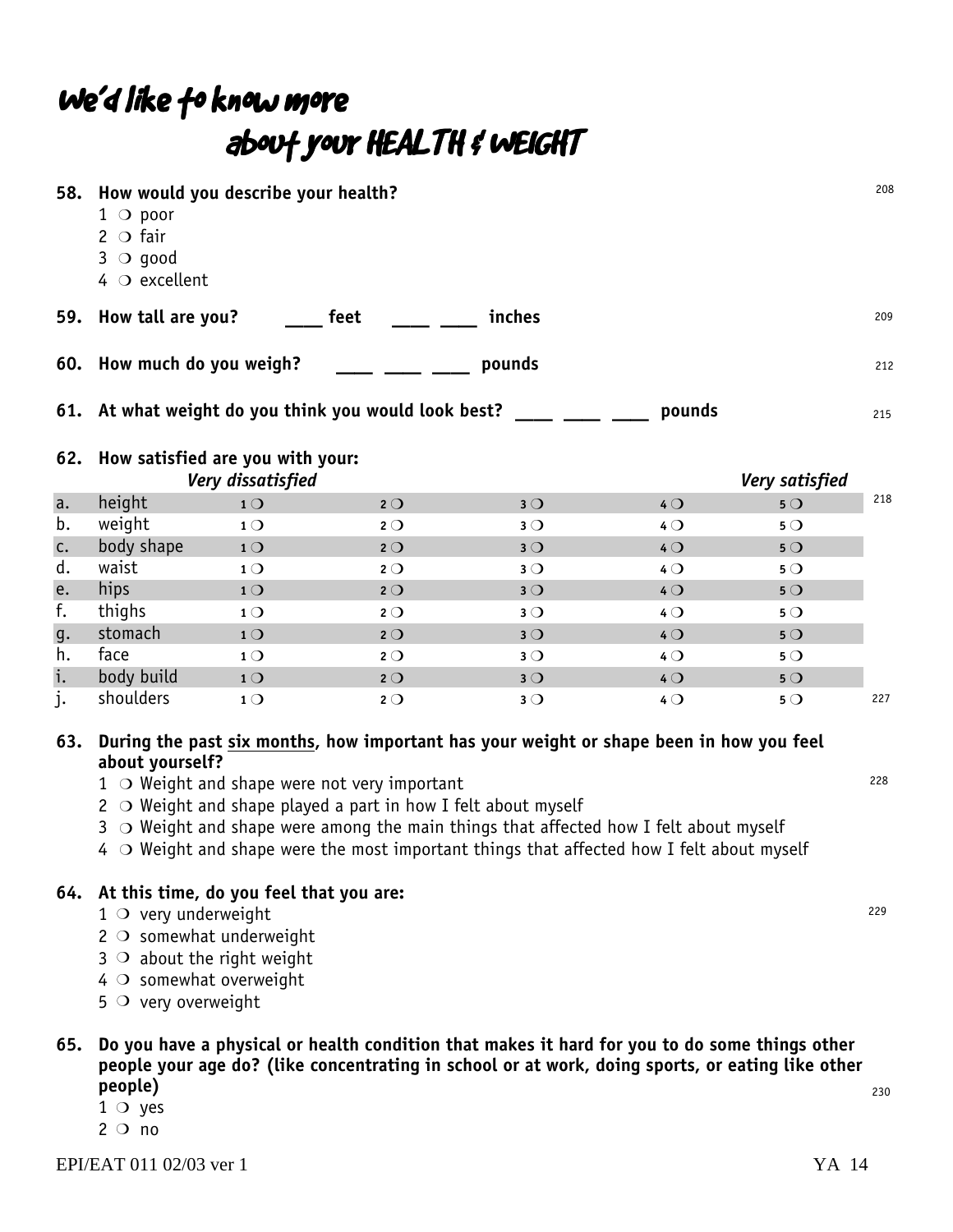# We'd like to know more about your HEALTH & WEIGHT

**58. How would you describe your health?** 208

1 ❍ poor
2 ❍ fair
3 ❍ good
4 ❍ excellent

**59. How tall are you?** ____ **feet** ____ ____ **inches** 209

**60. How much do you weigh?** ____ ____ ____ **pounds** 212

**61. At what weight do you think you would look best?** ____ ____ ____ **pounds** 215

**62. How satisfied are you with your:**

| | | *Very dissatisfied* | | | | *Very satisfied* | |
|---|---|---|---|---|---|---|---|
| a. | height | 1 ❍ | 2 ❍ | 3 ❍ | 4 ❍ | 5 ❍ | 218 |
| b. | weight | 1 ❍ | 2 ❍ | 3 ❍ | 4 ❍ | 5 ❍ | |
| c. | body shape | 1 ❍ | 2 ❍ | 3 ❍ | 4 ❍ | 5 ❍ | |
| d. | waist | 1 ❍ | 2 ❍ | 3 ❍ | 4 ❍ | 5 ❍ | |
| e. | hips | 1 ❍ | 2 ❍ | 3 ❍ | 4 ❍ | 5 ❍ | |
| f. | thighs | 1 ❍ | 2 ❍ | 3 ❍ | 4 ❍ | 5 ❍ | |
| g. | stomach | 1 ❍ | 2 ❍ | 3 ❍ | 4 ❍ | 5 ❍ | |
| h. | face | 1 ❍ | 2 ❍ | 3 ❍ | 4 ❍ | 5 ❍ | |
| i. | body build | 1 ❍ | 2 ❍ | 3 ❍ | 4 ❍ | 5 ❍ | |
| j. | shoulders | 1 ❍ | 2 ❍ | 3 ❍ | 4 ❍ | 5 ❍ | 227 |

**63. During the past <u>six months</u>, how important has your weight or shape been in how you feel about yourself?** 228

1 ❍ Weight and shape were not very important
2 ❍ Weight and shape played a part in how I felt about myself
3 ❍ Weight and shape were among the main things that affected how I felt about myself
4 ❍ Weight and shape were the most important things that affected how I felt about myself

**64. At this time, do you feel that you are:** 229

1 ❍ very underweight
2 ❍ somewhat underweight
3 ❍ about the right weight
4 ❍ somewhat overweight
5 ❍ very overweight

**65. Do you have a physical or health condition that makes it hard for you to do some things other people your age do? (like concentrating in school or at work, doing sports, or eating like other people)** 230

1 ❍ yes
2 ❍ no

EPI/EAT 011 02/03 ver 1 YA 14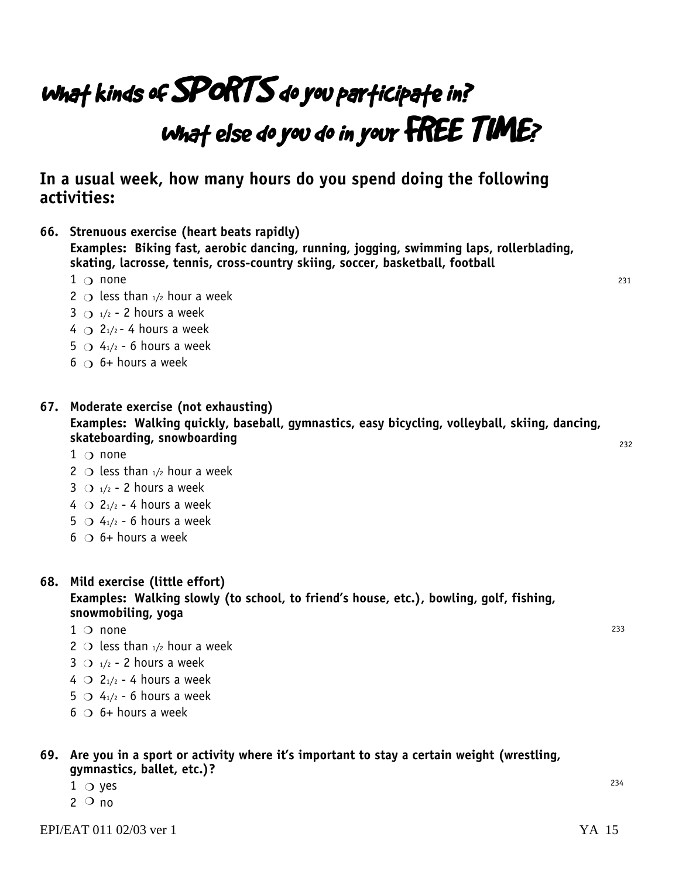# What kinds of SPORTS do you participate in?

# What else do you do in your FREE TIME?

## In a usual week, how many hours do you spend doing the following activities:

**66. Strenuous exercise (heart beats rapidly)**

**Examples: Biking fast, aerobic dancing, running, jogging, swimming laps, rollerblading, skating, lacrosse, tennis, cross-country skiing, soccer, basketball, football**

1 ❍ none
2 ❍ less than 1/2 hour a week
3 ❍ 1/2 - 2 hours a week
4 ❍ 2 1/2 - 4 hours a week
5 ❍ 4 1/2 - 6 hours a week
6 ❍ 6+ hours a week

231

**67. Moderate exercise (not exhausting)**

**Examples: Walking quickly, baseball, gymnastics, easy bicycling, volleyball, skiing, dancing, skateboarding, snowboarding**

1 ❍ none
2 ❍ less than 1/2 hour a week
3 ❍ 1/2 - 2 hours a week
4 ❍ 2 1/2 - 4 hours a week
5 ❍ 4 1/2 - 6 hours a week
6 ❍ 6+ hours a week

232

**68. Mild exercise (little effort)**

**Examples: Walking slowly (to school, to friend's house, etc.), bowling, golf, fishing, snowmobiling, yoga**

1 ❍ none
2 ❍ less than 1/2 hour a week
3 ❍ 1/2 - 2 hours a week
4 ❍ 2 1/2 - 4 hours a week
5 ❍ 4 1/2 - 6 hours a week
6 ❍ 6+ hours a week

233

**69. Are you in a sport or activity where it's important to stay a certain weight (wrestling, gymnastics, ballet, etc.)?**

1 ❍ yes
2 ❍ no

234

EPI/EAT 011 02/03 ver 1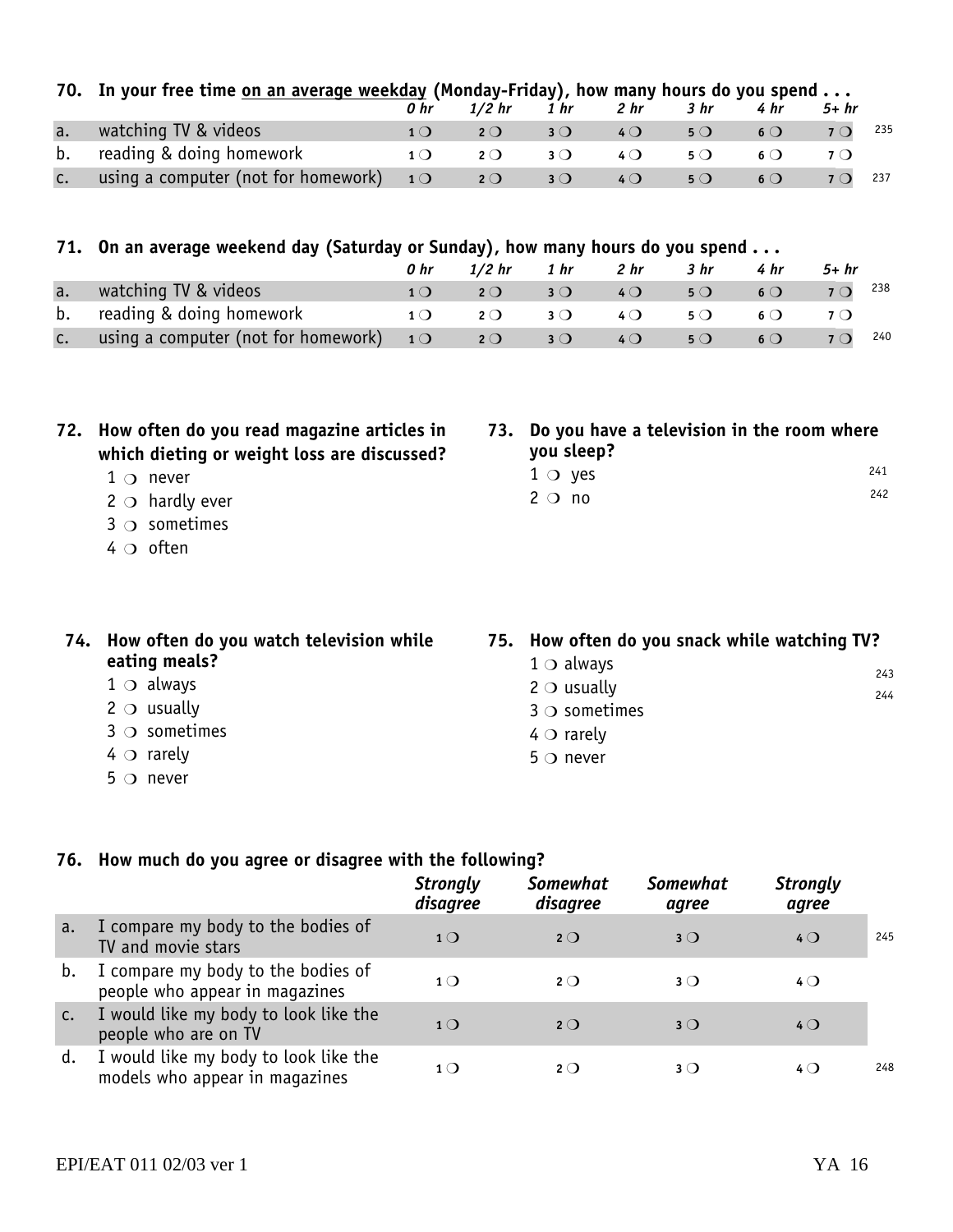**70. In your free time on an average weekday (Monday-Friday), how many hours do you spend . . .**

| | | 0 hr | 1/2 hr | 1 hr | 2 hr | 3 hr | 4 hr | 5+ hr | |
|---|---|---|---|---|---|---|---|---|---|
| a. | watching TV & videos | 1 ❍ | 2 ❍ | 3 ❍ | 4 ❍ | 5 ❍ | 6 ❍ | 7 ❍ | 235 |
| b. | reading & doing homework | 1 ❍ | 2 ❍ | 3 ❍ | 4 ❍ | 5 ❍ | 6 ❍ | 7 ❍ | |
| c. | using a computer (not for homework) | 1 ❍ | 2 ❍ | 3 ❍ | 4 ❍ | 5 ❍ | 6 ❍ | 7 ❍ | 237 |

**71. On an average weekend day (Saturday or Sunday), how many hours do you spend . . .**

| | | 0 hr | 1/2 hr | 1 hr | 2 hr | 3 hr | 4 hr | 5+ hr | |
|---|---|---|---|---|---|---|---|---|---|
| a. | watching TV & videos | 1 ❍ | 2 ❍ | 3 ❍ | 4 ❍ | 5 ❍ | 6 ❍ | 7 ❍ | 238 |
| b. | reading & doing homework | 1 ❍ | 2 ❍ | 3 ❍ | 4 ❍ | 5 ❍ | 6 ❍ | 7 ❍ | |
| c. | using a computer (not for homework) | 1 ❍ | 2 ❍ | 3 ❍ | 4 ❍ | 5 ❍ | 6 ❍ | 7 ❍ | 240 |

**72. How often do you read magazine articles in which dieting or weight loss are discussed?**

1 ❍ never
2 ❍ hardly ever
3 ❍ sometimes
4 ❍ often

**73. Do you have a television in the room where you sleep?**

1 ❍ yes 241
2 ❍ no 242

**74. How often do you watch television while eating meals?**

1 ❍ always
2 ❍ usually
3 ❍ sometimes
4 ❍ rarely
5 ❍ never

**75. How often do you snack while watching TV?**

1 ❍ always 243
2 ❍ usually 244
3 ❍ sometimes
4 ❍ rarely
5 ❍ never

**76. How much do you agree or disagree with the following?**

| | | *Strongly disagree* | *Somewhat disagree* | *Somewhat agree* | *Strongly agree* | |
|---|---|---|---|---|---|---|
| a. | I compare my body to the bodies of TV and movie stars | 1 ❍ | 2 ❍ | 3 ❍ | 4 ❍ | 245 |
| b. | I compare my body to the bodies of people who appear in magazines | 1 ❍ | 2 ❍ | 3 ❍ | 4 ❍ | |
| c. | I would like my body to look like the people who are on TV | 1 ❍ | 2 ❍ | 3 ❍ | 4 ❍ | |
| d. | I would like my body to look like the models who appear in magazines | 1 ❍ | 2 ❍ | 3 ❍ | 4 ❍ | 248 |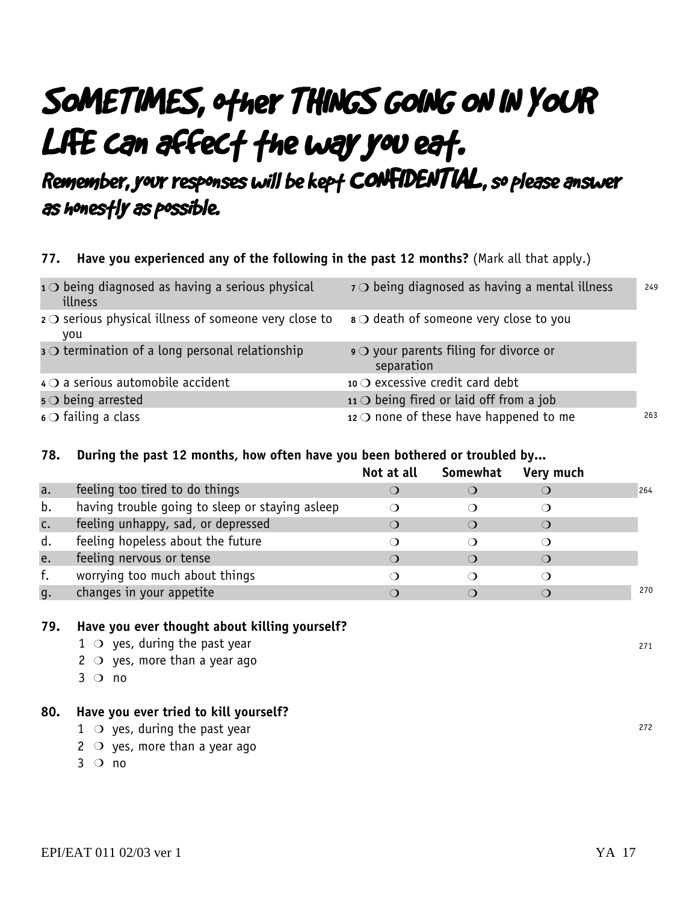# SOMETIMES, other THINGS GOING ON IN YOUR LIFE can affect the way you eat.

## Remember, your responses will be kept CONFIDENTIAL, so please answer as honestly as possible.

**77. Have you experienced any of the following in the past 12 months?** (Mark all that apply.)

| | | |
|---|---|---|
| 1 ❍ being diagnosed as having a serious physical illness | 7 ❍ being diagnosed as having a mental illness | 249 |
| 2 ❍ serious physical illness of someone very close to you | 8 ❍ death of someone very close to you | |
| 3 ❍ termination of a long personal relationship | 9 ❍ your parents filing for divorce or separation | |
| 4 ❍ a serious automobile accident | 10 ❍ excessive credit card debt | |
| 5 ❍ being arrested | 11 ❍ being fired or laid off from a job | |
| 6 ❍ failing a class | 12 ❍ none of these have happened to me | 263 |

**78. During the past 12 months, how often have you been bothered or troubled by...**

| | | Not at all | Somewhat | Very much | |
|---|---|---|---|---|---|
| a. | feeling too tired to do things | ❍ | ❍ | ❍ | 264 |
| b. | having trouble going to sleep or staying asleep | ❍ | ❍ | ❍ | |
| c. | feeling unhappy, sad, or depressed | ❍ | ❍ | ❍ | |
| d. | feeling hopeless about the future | ❍ | ❍ | ❍ | |
| e. | feeling nervous or tense | ❍ | ❍ | ❍ | |
| f. | worrying too much about things | ❍ | ❍ | ❍ | |
| g. | changes in your appetite | ❍ | ❍ | ❍ | 270 |

**79. Have you ever thought about killing yourself?** 271

1 ❍ yes, during the past year
2 ❍ yes, more than a year ago
3 ❍ no

**80. Have you ever tried to kill yourself?** 272

1 ❍ yes, during the past year
2 ❍ yes, more than a year ago
3 ❍ no

EPI/EAT 011 02/03 ver 1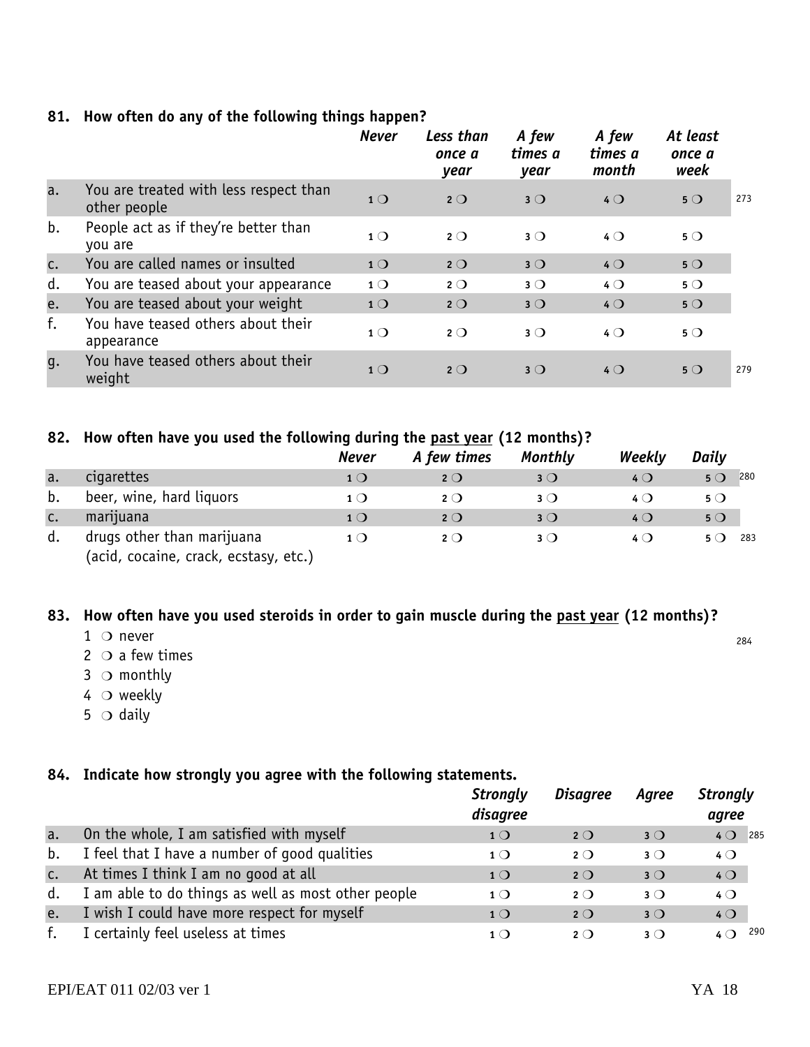**81. How often do any of the following things happen?**

| | | *Never* | *Less than once a year* | *A few times a year* | *A few times a month* | *At least once a week* | |
|---|---|---|---|---|---|---|---|
| a. | You are treated with less respect than other people | 1 ❍ | 2 ❍ | 3 ❍ | 4 ❍ | 5 ❍ | 273 |
| b. | People act as if they're better than you are | 1 ❍ | 2 ❍ | 3 ❍ | 4 ❍ | 5 ❍ | |
| c. | You are called names or insulted | 1 ❍ | 2 ❍ | 3 ❍ | 4 ❍ | 5 ❍ | |
| d. | You are teased about your appearance | 1 ❍ | 2 ❍ | 3 ❍ | 4 ❍ | 5 ❍ | |
| e. | You are teased about your weight | 1 ❍ | 2 ❍ | 3 ❍ | 4 ❍ | 5 ❍ | |
| f. | You have teased others about their appearance | 1 ❍ | 2 ❍ | 3 ❍ | 4 ❍ | 5 ❍ | |
| g. | You have teased others about their weight | 1 ❍ | 2 ❍ | 3 ❍ | 4 ❍ | 5 ❍ | 279 |

**82. How often have you used the following during the past year (12 months)?**

| | | *Never* | *A few times* | *Monthly* | *Weekly* | *Daily* | |
|---|---|---|---|---|---|---|---|
| a. | cigarettes | 1 ❍ | 2 ❍ | 3 ❍ | 4 ❍ | 5 ❍ | 280 |
| b. | beer, wine, hard liquors | 1 ❍ | 2 ❍ | 3 ❍ | 4 ❍ | 5 ❍ | |
| c. | marijuana | 1 ❍ | 2 ❍ | 3 ❍ | 4 ❍ | 5 ❍ | |
| d. | drugs other than marijuana (acid, cocaine, crack, ecstasy, etc.) | 1 ❍ | 2 ❍ | 3 ❍ | 4 ❍ | 5 ❍ | 283 |

**83. How often have you used steroids in order to gain muscle during the past year (12 months)?** 284

1 ❍ never
2 ❍ a few times
3 ❍ monthly
4 ❍ weekly
5 ❍ daily

**84. Indicate how strongly you agree with the following statements.**

| | | *Strongly disagree* | *Disagree* | *Agree* | *Strongly agree* | |
|---|---|---|---|---|---|---|
| a. | On the whole, I am satisfied with myself | 1 ❍ | 2 ❍ | 3 ❍ | 4 ❍ | 285 |
| b. | I feel that I have a number of good qualities | 1 ❍ | 2 ❍ | 3 ❍ | 4 ❍ | |
| c. | At times I think I am no good at all | 1 ❍ | 2 ❍ | 3 ❍ | 4 ❍ | |
| d. | I am able to do things as well as most other people | 1 ❍ | 2 ❍ | 3 ❍ | 4 ❍ | |
| e. | I wish I could have more respect for myself | 1 ❍ | 2 ❍ | 3 ❍ | 4 ❍ | |
| f. | I certainly feel useless at times | 1 ❍ | 2 ❍ | 3 ❍ | 4 ❍ | 290 |

EPI/EAT 011 02/03 ver 1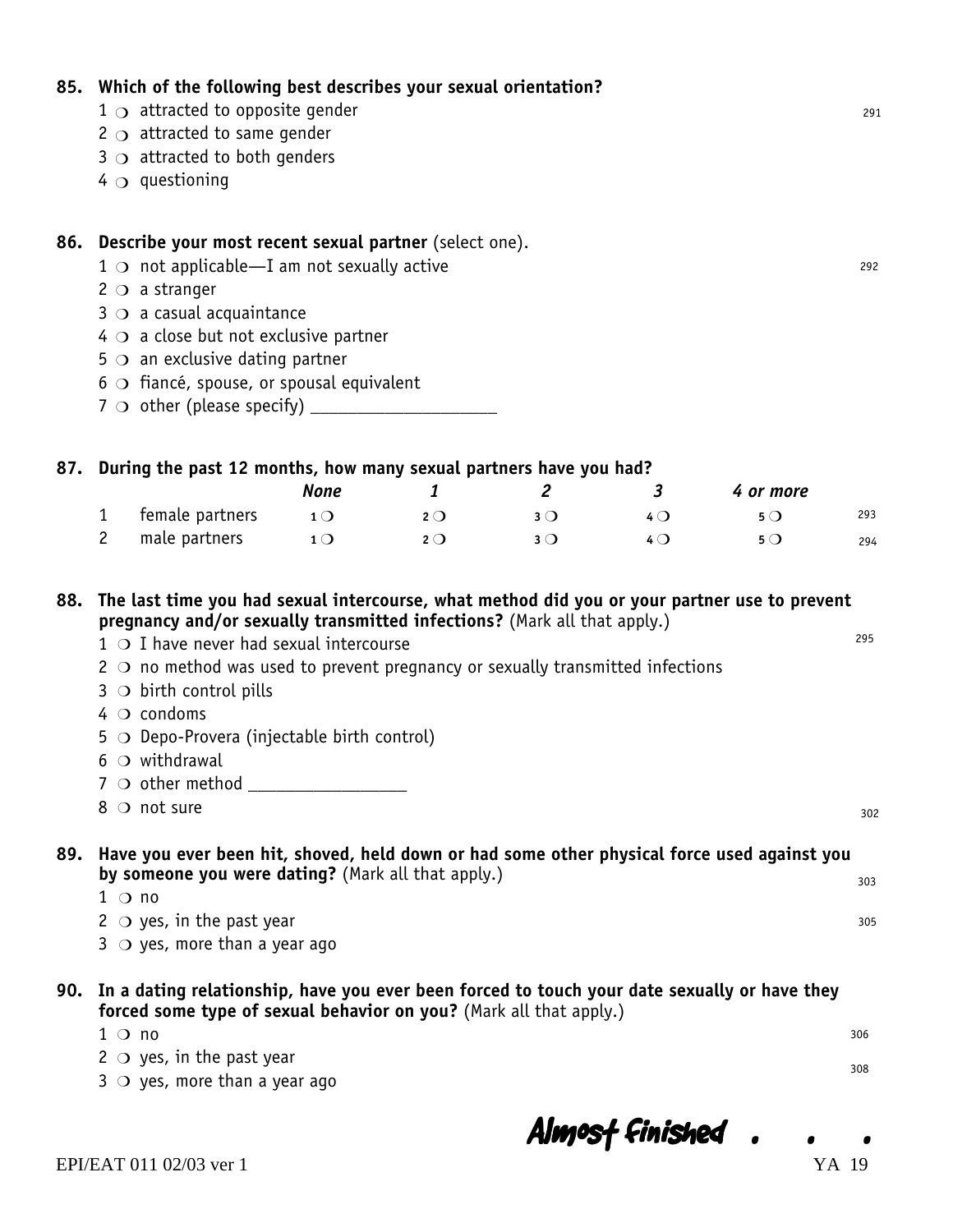**85. Which of the following best describes your sexual orientation?**

1 ❍ attracted to opposite gender

2 ❍ attracted to same gender

3 ❍ attracted to both genders

4 ❍ questioning

291

**86. Describe your most recent sexual partner** (select one).

1 ❍ not applicable—I am not sexually active

2 ❍ a stranger

3 ❍ a casual acquaintance

4 ❍ a close but not exclusive partner

5 ❍ an exclusive dating partner

6 ❍ fiancé, spouse, or spousal equivalent

7 ❍ other (please specify) ____________________

292

**87. During the past 12 months, how many sexual partners have you had?**

| | | *None* | *1* | *2* | *3* | *4 or more* | |
|---|---|---|---|---|---|---|---|
| 1 | female partners | 1 ❍ | 2 ❍ | 3 ❍ | 4 ❍ | 5 ❍ | 293 |
| 2 | male partners | 1 ❍ | 2 ❍ | 3 ❍ | 4 ❍ | 5 ❍ | 294 |

**88. The last time you had sexual intercourse, what method did you or your partner use to prevent pregnancy and/or sexually transmitted infections?** (Mark all that apply.)

1 ❍ I have never had sexual intercourse

2 ❍ no method was used to prevent pregnancy or sexually transmitted infections

3 ❍ birth control pills

4 ❍ condoms

5 ❍ Depo-Provera (injectable birth control)

6 ❍ withdrawal

7 ❍ other method ________________

8 ❍ not sure

295

302

**89. Have you ever been hit, shoved, held down or had some other physical force used against you by someone you were dating?** (Mark all that apply.)

1 ❍ no

2 ❍ yes, in the past year

3 ❍ yes, more than a year ago

303

305

**90. In a dating relationship, have you ever been forced to touch your date sexually or have they forced some type of sexual behavior on you?** (Mark all that apply.)

1 ❍ no

2 ❍ yes, in the past year

3 ❍ yes, more than a year ago

306

308

**Almost finished . . .**

EPI/EAT 011 02/03 ver 1 YA 19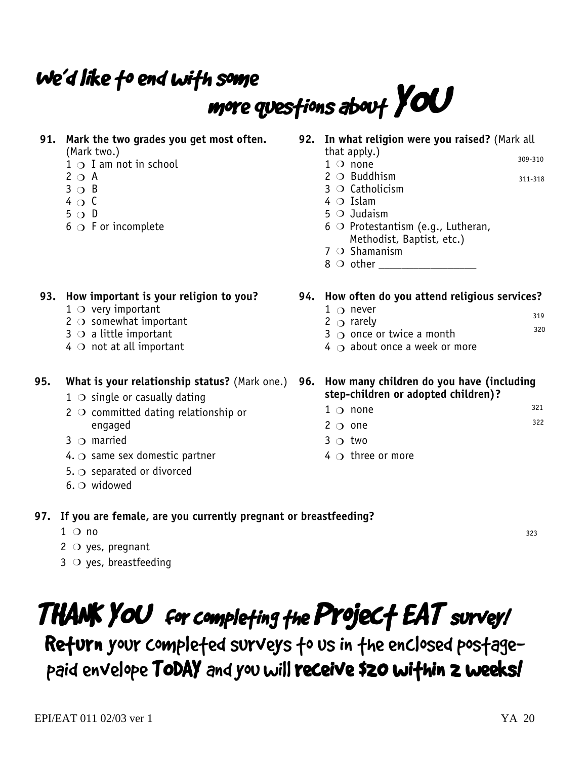# We'd like to end with some more questions about YOU

**91. Mark the two grades you get most often.** (Mark two.)

1 ❍ I am not in school
2 ❍ A
3 ❍ B
4 ❍ C
5 ❍ D
6 ❍ F or incomplete

**92. In what religion were you raised?** (Mark all that apply.)

309-310

311-318

1 ❍ none
2 ❍ Buddhism
3 ❍ Catholicism
4 ❍ Islam
5 ❍ Judaism
6 ❍ Protestantism (e.g., Lutheran, Methodist, Baptist, etc.)
7 ❍ Shamanism
8 ❍ other _________________

**93. How important is your religion to you?**

1 ❍ very important
2 ❍ somewhat important
3 ❍ a little important
4 ❍ not at all important

**94. How often do you attend religious services?**

319

320

1 ❍ never
2 ❍ rarely
3 ❍ once or twice a month
4 ❍ about once a week or more

**95. What is your relationship status?** (Mark one.)

1 ❍ single or casually dating
2 ❍ committed dating relationship or engaged
3 ❍ married
4. ❍ same sex domestic partner
5. ❍ separated or divorced
6. ❍ widowed

**96. How many children do you have (including step-children or adopted children)?**

321

322

1 ❍ none
2 ❍ one
3 ❍ two
4 ❍ three or more

**97. If you are female, are you currently pregnant or breastfeeding?**

323

1 ❍ no
2 ❍ yes, pregnant
3 ❍ yes, breastfeeding

# THANK YOU for completing the Project EAT survey!

## Return your completed surveys to us in the enclosed postage-paid envelope TODAY and you will receive $20 within 2 weeks!

EPI/EAT 011 02/03 ver 1 YA 20